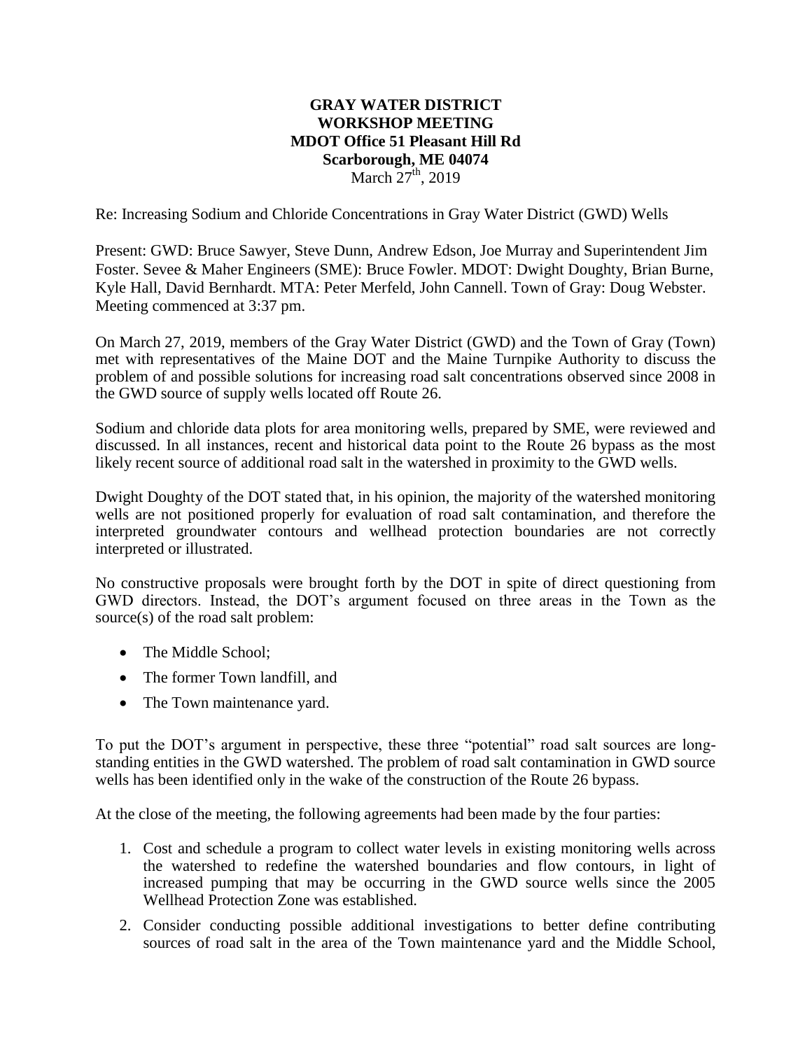**GRAY WATER DISTRICT**
**WORKSHOP MEETING**
**MDOT Office 51 Pleasant Hill Rd**
**Scarborough, ME 04074**
March 27th, 2019

Re: Increasing Sodium and Chloride Concentrations in Gray Water District (GWD) Wells

Present: GWD: Bruce Sawyer, Steve Dunn, Andrew Edson, Joe Murray and Superintendent Jim Foster. Sevee & Maher Engineers (SME): Bruce Fowler. MDOT: Dwight Doughty, Brian Burne, Kyle Hall, David Bernhardt. MTA: Peter Merfeld, John Cannell. Town of Gray: Doug Webster. Meeting commenced at 3:37 pm.

On March 27, 2019, members of the Gray Water District (GWD) and the Town of Gray (Town) met with representatives of the Maine DOT and the Maine Turnpike Authority to discuss the problem of and possible solutions for increasing road salt concentrations observed since 2008 in the GWD source of supply wells located off Route 26.

Sodium and chloride data plots for area monitoring wells, prepared by SME, were reviewed and discussed. In all instances, recent and historical data point to the Route 26 bypass as the most likely recent source of additional road salt in the watershed in proximity to the GWD wells.

Dwight Doughty of the DOT stated that, in his opinion, the majority of the watershed monitoring wells are not positioned properly for evaluation of road salt contamination, and therefore the interpreted groundwater contours and wellhead protection boundaries are not correctly interpreted or illustrated.

No constructive proposals were brought forth by the DOT in spite of direct questioning from GWD directors. Instead, the DOT's argument focused on three areas in the Town as the source(s) of the road salt problem:

- The Middle School;
- The former Town landfill, and
- The Town maintenance yard.

To put the DOT's argument in perspective, these three "potential" road salt sources are long-standing entities in the GWD watershed. The problem of road salt contamination in GWD source wells has been identified only in the wake of the construction of the Route 26 bypass.

At the close of the meeting, the following agreements had been made by the four parties:

1. Cost and schedule a program to collect water levels in existing monitoring wells across the watershed to redefine the watershed boundaries and flow contours, in light of increased pumping that may be occurring in the GWD source wells since the 2005 Wellhead Protection Zone was established.
2. Consider conducting possible additional investigations to better define contributing sources of road salt in the area of the Town maintenance yard and the Middle School,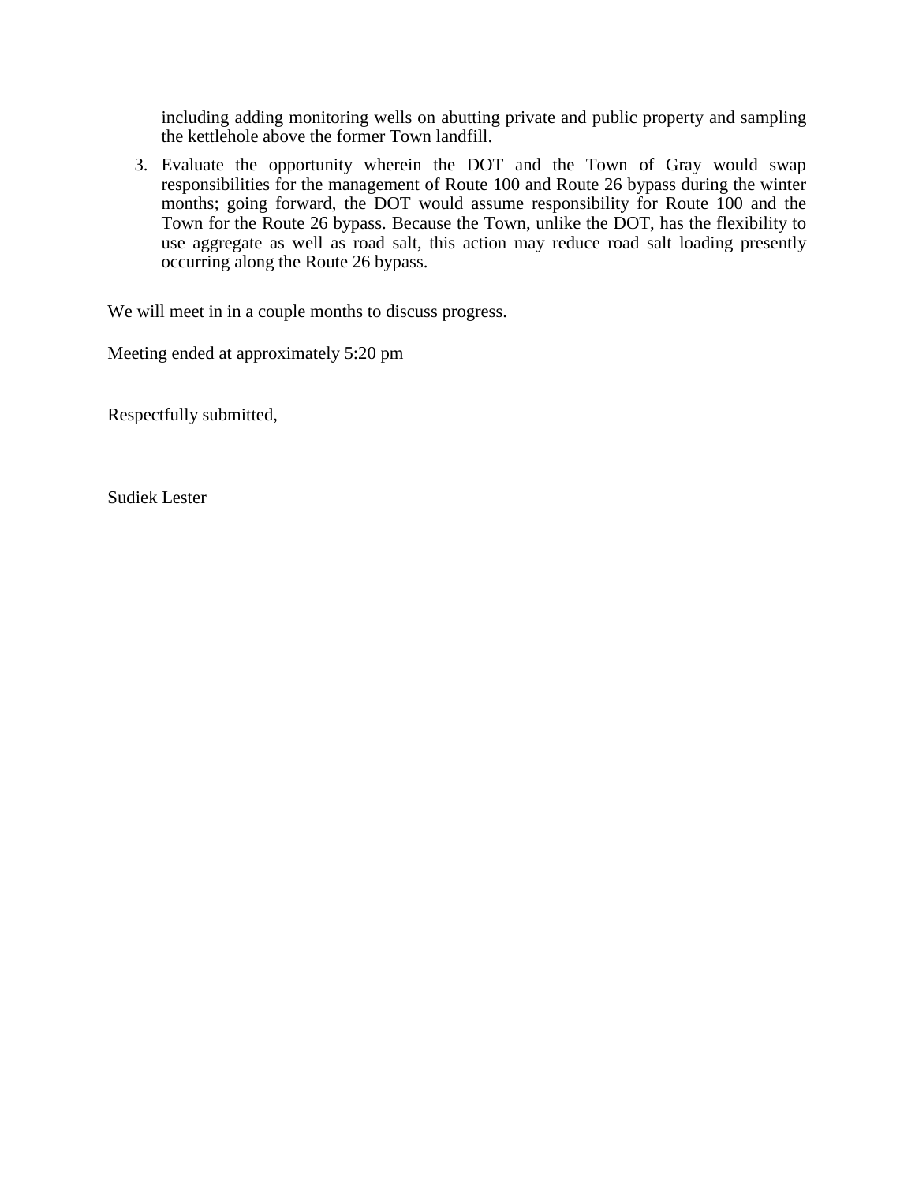including adding monitoring wells on abutting private and public property and sampling the kettlehole above the former Town landfill.

3. Evaluate the opportunity wherein the DOT and the Town of Gray would swap responsibilities for the management of Route 100 and Route 26 bypass during the winter months; going forward, the DOT would assume responsibility for Route 100 and the Town for the Route 26 bypass. Because the Town, unlike the DOT, has the flexibility to use aggregate as well as road salt, this action may reduce road salt loading presently occurring along the Route 26 bypass.

We will meet in in a couple months to discuss progress.

Meeting ended at approximately 5:20 pm

Respectfully submitted,

Sudiek Lester